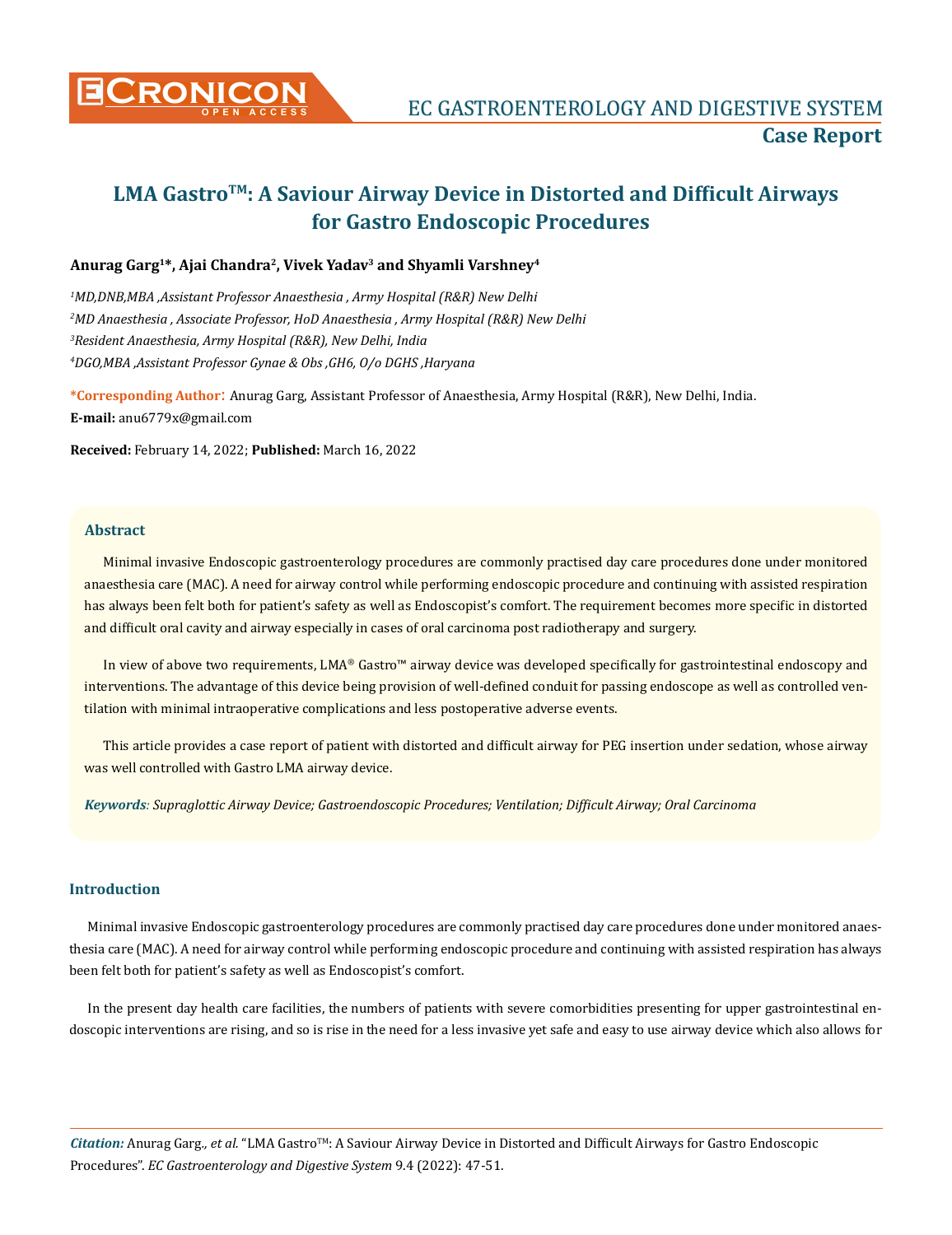# LMA Gastro™: A Saviour Airway Device in Distorted and Difficult Airways for Gastro Endoscopic Procedures

**Anurag Garg[1]*, Ajai Chandra[2], Vivek Yadav[3] and Shyamli Varshney[4]**

*[1]MD,DNB,MBA ,Assistant Professor Anaesthesia , Army Hospital (R&R) New Delhi*

*[2]MD Anaesthesia , Associate Professor, HoD Anaesthesia , Army Hospital (R&R) New Delhi*

*[3]Resident Anaesthesia, Army Hospital (R&R), New Delhi, India*

*[4]DGO,MBA ,Assistant Professor Gynae & Obs ,GH6, O/o DGHS ,Haryana*

**\*Corresponding Author:** Anurag Garg, Assistant Professor of Anaesthesia, Army Hospital (R&R), New Delhi, India.

**E-mail:** anu6779x@gmail.com

**Received:** February 14, 2022; **Published:** March 16, 2022

## Abstract

Minimal invasive Endoscopic gastroenterology procedures are commonly practised day care procedures done under monitored anaesthesia care (MAC). A need for airway control while performing endoscopic procedure and continuing with assisted respiration has always been felt both for patient's safety as well as Endoscopist's comfort. The requirement becomes more specific in distorted and difficult oral cavity and airway especially in cases of oral carcinoma post radiotherapy and surgery.

In view of above two requirements, LMA® Gastro™ airway device was developed specifically for gastrointestinal endoscopy and interventions. The advantage of this device being provision of well-defined conduit for passing endoscope as well as controlled ventilation with minimal intraoperative complications and less postoperative adverse events.

This article provides a case report of patient with distorted and difficult airway for PEG insertion under sedation, whose airway was well controlled with Gastro LMA airway device.

***Keywords**: Supraglottic Airway Device; Gastroendoscopic Procedures; Ventilation; Difficult Airway; Oral Carcinoma*

## Introduction

Minimal invasive Endoscopic gastroenterology procedures are commonly practised day care procedures done under monitored anaesthesia care (MAC). A need for airway control while performing endoscopic procedure and continuing with assisted respiration has always been felt both for patient's safety as well as Endoscopist's comfort.

In the present day health care facilities, the numbers of patients with severe comorbidities presenting for upper gastrointestinal endoscopic interventions are rising, and so is rise in the need for a less invasive yet safe and easy to use airway device which also allows for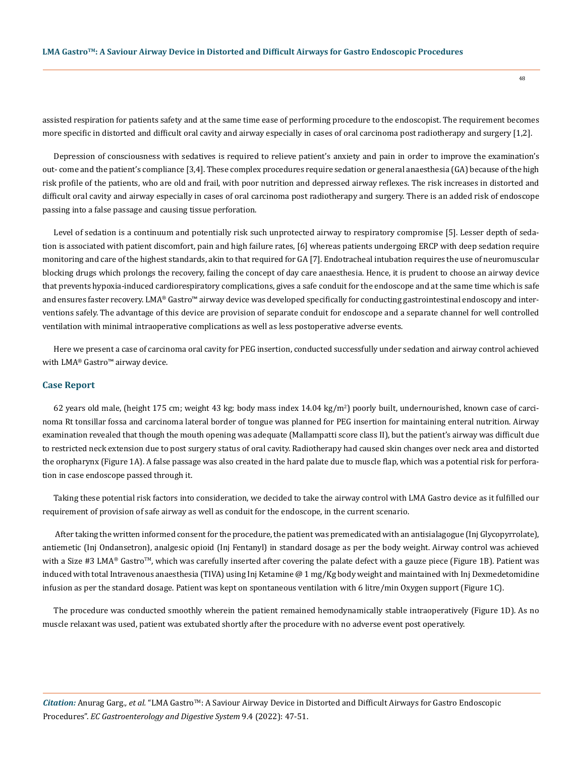assisted respiration for patients safety and at the same time ease of performing procedure to the endoscopist. The requirement becomes more specific in distorted and difficult oral cavity and airway especially in cases of oral carcinoma post radiotherapy and surgery [1,2].

Depression of consciousness with sedatives is required to relieve patient's anxiety and pain in order to improve the examination's out- come and the patient's compliance [3,4]. These complex procedures require sedation or general anaesthesia (GA) because of the high risk profile of the patients, who are old and frail, with poor nutrition and depressed airway reflexes. The risk increases in distorted and difficult oral cavity and airway especially in cases of oral carcinoma post radiotherapy and surgery. There is an added risk of endoscope passing into a false passage and causing tissue perforation.

Level of sedation is a continuum and potentially risk such unprotected airway to respiratory compromise [5]. Lesser depth of sedation is associated with patient discomfort, pain and high failure rates, [6] whereas patients undergoing ERCP with deep sedation require monitoring and care of the highest standards, akin to that required for GA [7]. Endotracheal intubation requires the use of neuromuscular blocking drugs which prolongs the recovery, failing the concept of day care anaesthesia. Hence, it is prudent to choose an airway device that prevents hypoxia-induced cardiorespiratory complications, gives a safe conduit for the endoscope and at the same time which is safe and ensures faster recovery. LMA® Gastro™ airway device was developed specifically for conducting gastrointestinal endoscopy and interventions safely. The advantage of this device are provision of separate conduit for endoscope and a separate channel for well controlled ventilation with minimal intraoperative complications as well as less postoperative adverse events.

Here we present a case of carcinoma oral cavity for PEG insertion, conducted successfully under sedation and airway control achieved with LMA® Gastro™ airway device.

## Case Report

62 years old male, (height 175 cm; weight 43 kg; body mass index 14.04 kg/m$^2$) poorly built, undernourished, known case of carcinoma Rt tonsillar fossa and carcinoma lateral border of tongue was planned for PEG insertion for maintaining enteral nutrition. Airway examination revealed that though the mouth opening was adequate (Mallampatti score class II), but the patient's airway was difficult due to restricted neck extension due to post surgery status of oral cavity. Radiotherapy had caused skin changes over neck area and distorted the oropharynx (Figure 1A). A false passage was also created in the hard palate due to muscle flap, which was a potential risk for perforation in case endoscope passed through it.

Taking these potential risk factors into consideration, we decided to take the airway control with LMA Gastro device as it fulfilled our requirement of provision of safe airway as well as conduit for the endoscope, in the current scenario.

After taking the written informed consent for the procedure, the patient was premedicated with an antisialagogue (Inj Glycopyrrolate), antiemetic (Inj Ondansetron), analgesic opioid (Inj Fentanyl) in standard dosage as per the body weight. Airway control was achieved with a Size #3 LMA® Gastro™, which was carefully inserted after covering the palate defect with a gauze piece (Figure 1B). Patient was induced with total Intravenous anaesthesia (TIVA) using Inj Ketamine @ 1 mg/Kg body weight and maintained with Inj Dexmedetomidine infusion as per the standard dosage. Patient was kept on spontaneous ventilation with 6 litre/min Oxygen support (Figure 1C).

The procedure was conducted smoothly wherein the patient remained hemodynamically stable intraoperatively (Figure 1D). As no muscle relaxant was used, patient was extubated shortly after the procedure with no adverse event post operatively.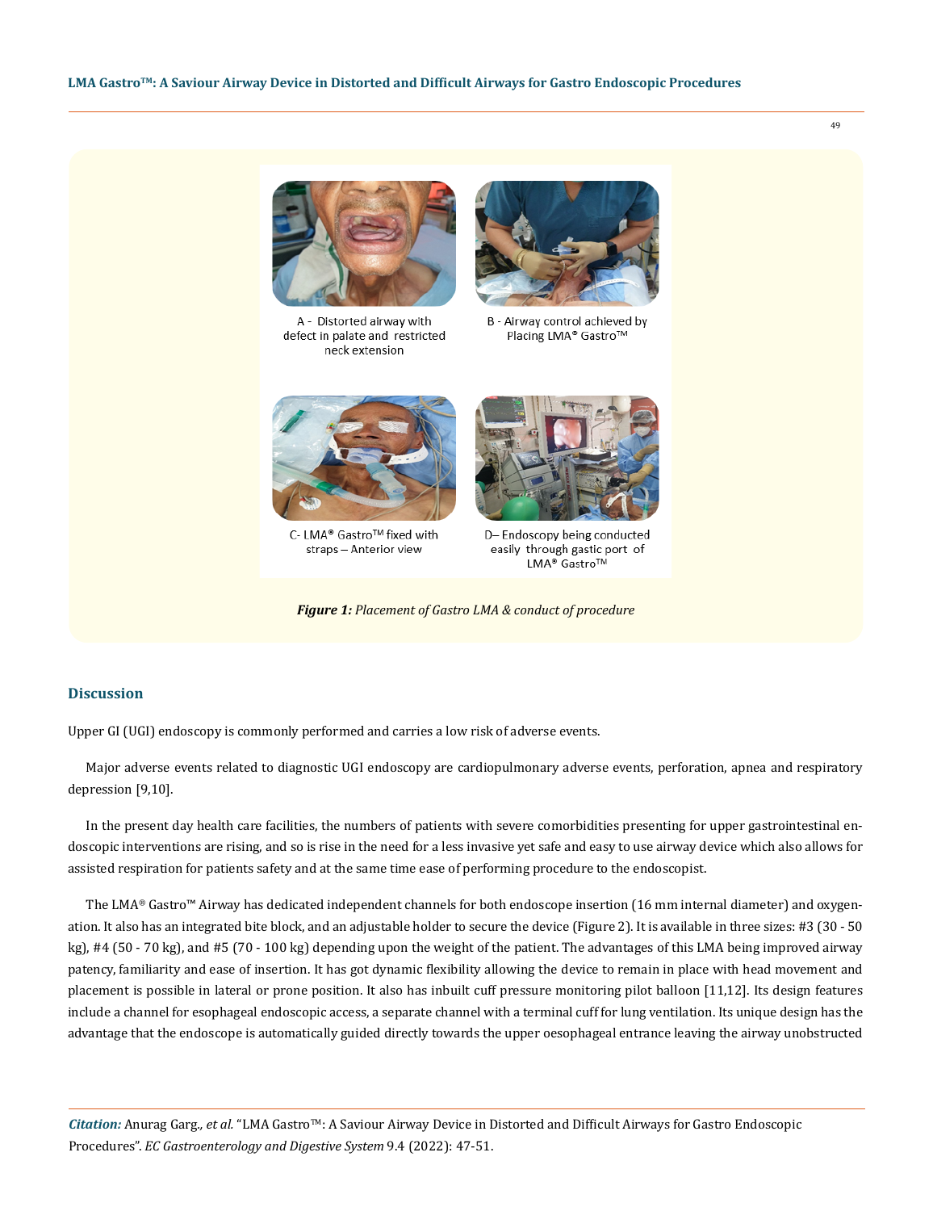A - Distorted airway with defect in palate and restricted neck extension

B - Airway control achieved by Placing LMA® Gastro™

C- LMA® Gastro™ fixed with straps – Anterior view

D– Endoscopy being conducted easily through gastic port of LMA® Gastro™

***Figure 1:*** *Placement of Gastro LMA & conduct of procedure*

## Discussion

Upper GI (UGI) endoscopy is commonly performed and carries a low risk of adverse events.

Major adverse events related to diagnostic UGI endoscopy are cardiopulmonary adverse events, perforation, apnea and respiratory depression [9,10].

In the present day health care facilities, the numbers of patients with severe comorbidities presenting for upper gastrointestinal endoscopic interventions are rising, and so is rise in the need for a less invasive yet safe and easy to use airway device which also allows for assisted respiration for patients safety and at the same time ease of performing procedure to the endoscopist.

The LMA® Gastro™ Airway has dedicated independent channels for both endoscope insertion (16 mm internal diameter) and oxygenation. It also has an integrated bite block, and an adjustable holder to secure the device (Figure 2). It is available in three sizes: #3 (30 - 50 kg), #4 (50 - 70 kg), and #5 (70 - 100 kg) depending upon the weight of the patient. The advantages of this LMA being improved airway patency, familiarity and ease of insertion. It has got dynamic flexibility allowing the device to remain in place with head movement and placement is possible in lateral or prone position. It also has inbuilt cuff pressure monitoring pilot balloon [11,12]. Its design features include a channel for esophageal endoscopic access, a separate channel with a terminal cuff for lung ventilation. Its unique design has the advantage that the endoscope is automatically guided directly towards the upper oesophageal entrance leaving the airway unobstructed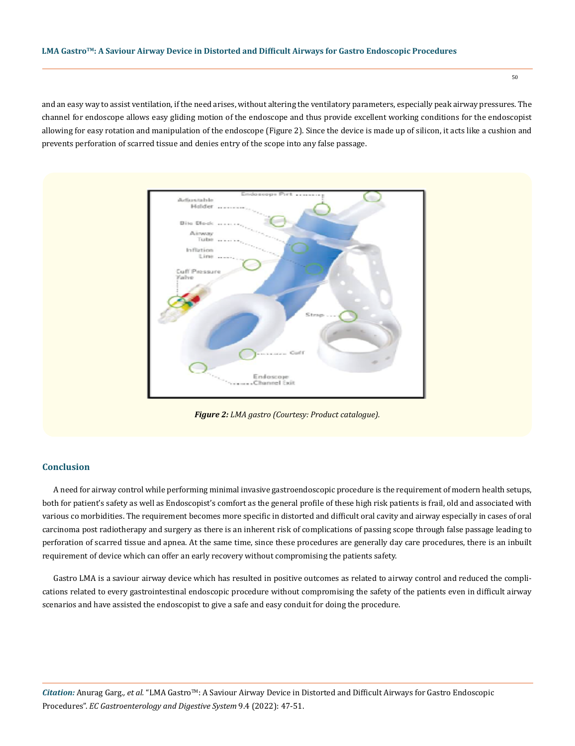and an easy way to assist ventilation, if the need arises, without altering the ventilatory parameters, especially peak airway pressures. The channel for endoscope allows easy gliding motion of the endoscope and thus provide excellent working conditions for the endoscopist allowing for easy rotation and manipulation of the endoscope (Figure 2). Since the device is made up of silicon, it acts like a cushion and prevents perforation of scarred tissue and denies entry of the scope into any false passage.

***Figure 2:*** *LMA gastro (Courtesy: Product catalogue).*

## Conclusion

A need for airway control while performing minimal invasive gastroendoscopic procedure is the requirement of modern health setups, both for patient's safety as well as Endoscopist's comfort as the general profile of these high risk patients is frail, old and associated with various co morbidities. The requirement becomes more specific in distorted and difficult oral cavity and airway especially in cases of oral carcinoma post radiotherapy and surgery as there is an inherent risk of complications of passing scope through false passage leading to perforation of scarred tissue and apnea. At the same time, since these procedures are generally day care procedures, there is an inbuilt requirement of device which can offer an early recovery without compromising the patients safety.

Gastro LMA is a saviour airway device which has resulted in positive outcomes as related to airway control and reduced the complications related to every gastrointestinal endoscopic procedure without compromising the safety of the patients even in difficult airway scenarios and have assisted the endoscopist to give a safe and easy conduit for doing the procedure.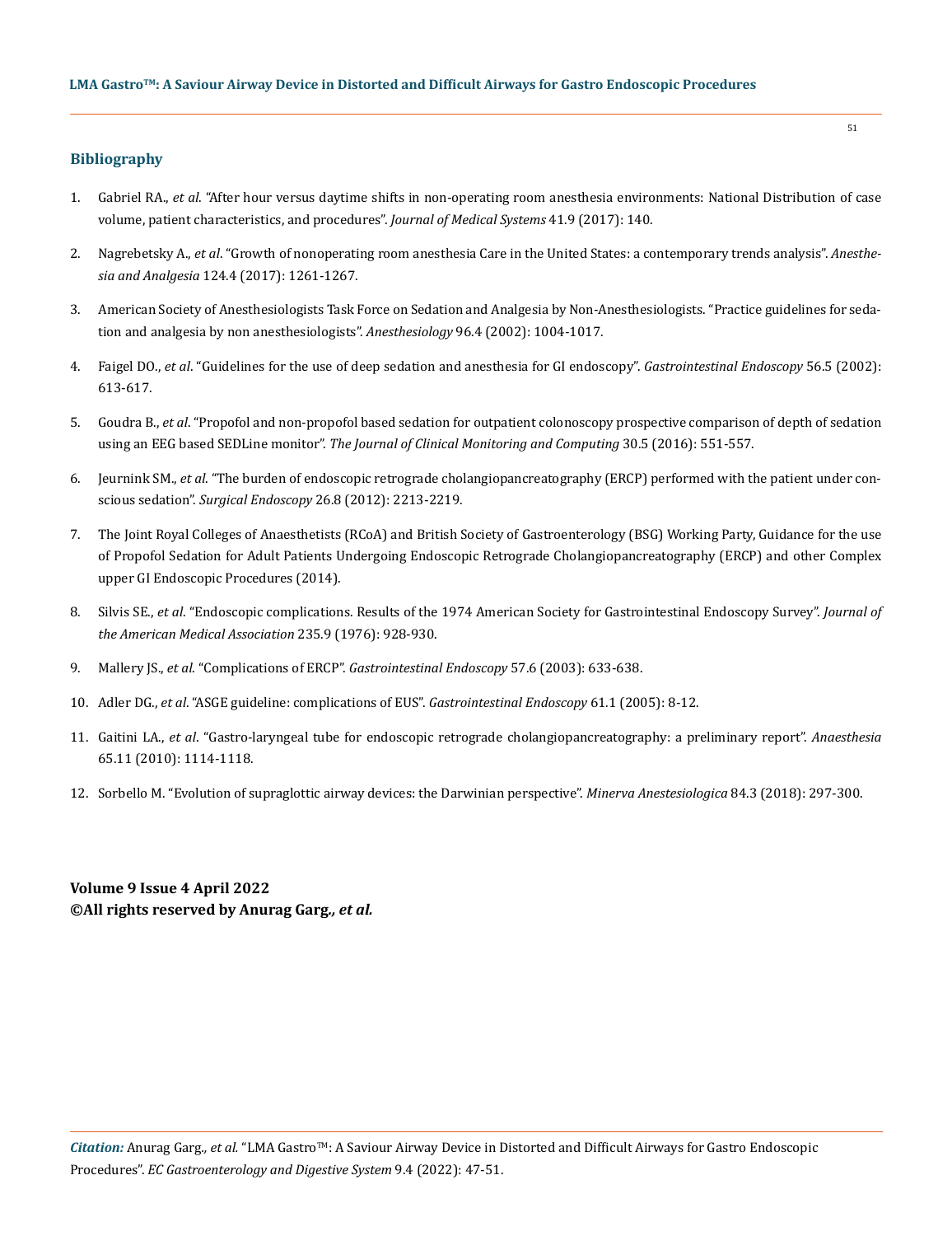## Bibliography

1. Gabriel RA., *et al*. "After hour versus daytime shifts in non-operating room anesthesia environments: National Distribution of case volume, patient characteristics, and procedures". *Journal of Medical Systems* 41.9 (2017): 140.
2. Nagrebetsky A., *et al*. "Growth of nonoperating room anesthesia Care in the United States: a contemporary trends analysis". *Anesthesia and Analgesia* 124.4 (2017): 1261-1267.
3. American Society of Anesthesiologists Task Force on Sedation and Analgesia by Non-Anesthesiologists. "Practice guidelines for sedation and analgesia by non anesthesiologists". *Anesthesiology* 96.4 (2002): 1004-1017.
4. Faigel DO., *et al*. "Guidelines for the use of deep sedation and anesthesia for GI endoscopy". *Gastrointestinal Endoscopy* 56.5 (2002): 613-617.
5. Goudra B., *et al*. "Propofol and non-propofol based sedation for outpatient colonoscopy prospective comparison of depth of sedation using an EEG based SEDLine monitor". *The Journal of Clinical Monitoring and Computing* 30.5 (2016): 551-557.
6. Jeurnink SM., *et al*. "The burden of endoscopic retrograde cholangiopancreatography (ERCP) performed with the patient under conscious sedation". *Surgical Endoscopy* 26.8 (2012): 2213-2219.
7. The Joint Royal Colleges of Anaesthetists (RCoA) and British Society of Gastroenterology (BSG) Working Party, Guidance for the use of Propofol Sedation for Adult Patients Undergoing Endoscopic Retrograde Cholangiopancreatography (ERCP) and other Complex upper GI Endoscopic Procedures (2014).
8. Silvis SE., *et al*. "Endoscopic complications. Results of the 1974 American Society for Gastrointestinal Endoscopy Survey". *Journal of the American Medical Association* 235.9 (1976): 928-930.
9. Mallery JS., *et al*. "Complications of ERCP". *Gastrointestinal Endoscopy* 57.6 (2003): 633-638.
10. Adler DG., *et al*. "ASGE guideline: complications of EUS". *Gastrointestinal Endoscopy* 61.1 (2005): 8-12.
11. Gaitini LA., *et al*. "Gastro-laryngeal tube for endoscopic retrograde cholangiopancreatography: a preliminary report". *Anaesthesia* 65.11 (2010): 1114-1118.
12. Sorbello M. "Evolution of supraglottic airway devices: the Darwinian perspective". *Minerva Anestesiologica* 84.3 (2018): 297-300.

**Volume 9 Issue 4 April 2022**
**©All rights reserved by Anurag Garg*., et al.***